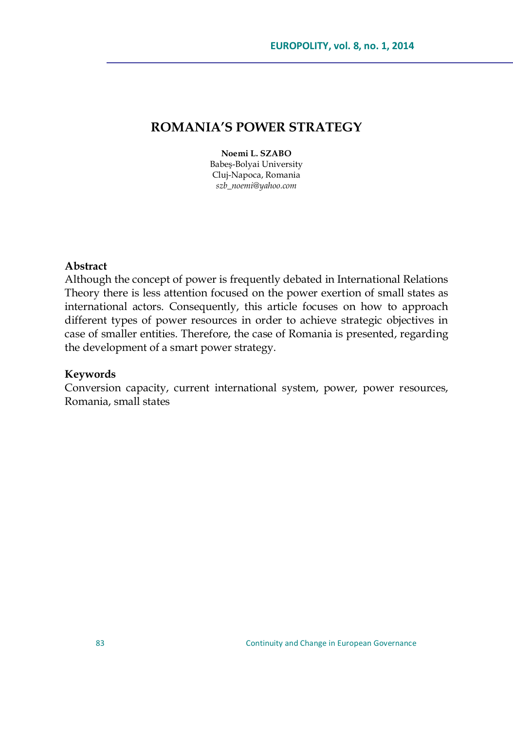# ROMANIA'S POWER STRATEGY

**Noemi L. SZABO**
Babeş-Bolyai University
Cluj-Napoca, Romania
*szb_noemi@yahoo.com*

### Abstract

Although the concept of power is frequently debated in International Relations Theory there is less attention focused on the power exertion of small states as international actors. Consequently, this article focuses on how to approach different types of power resources in order to achieve strategic objectives in case of smaller entities. Therefore, the case of Romania is presented, regarding the development of a smart power strategy.

### Keywords

Conversion capacity, current international system, power, power resources, Romania, small states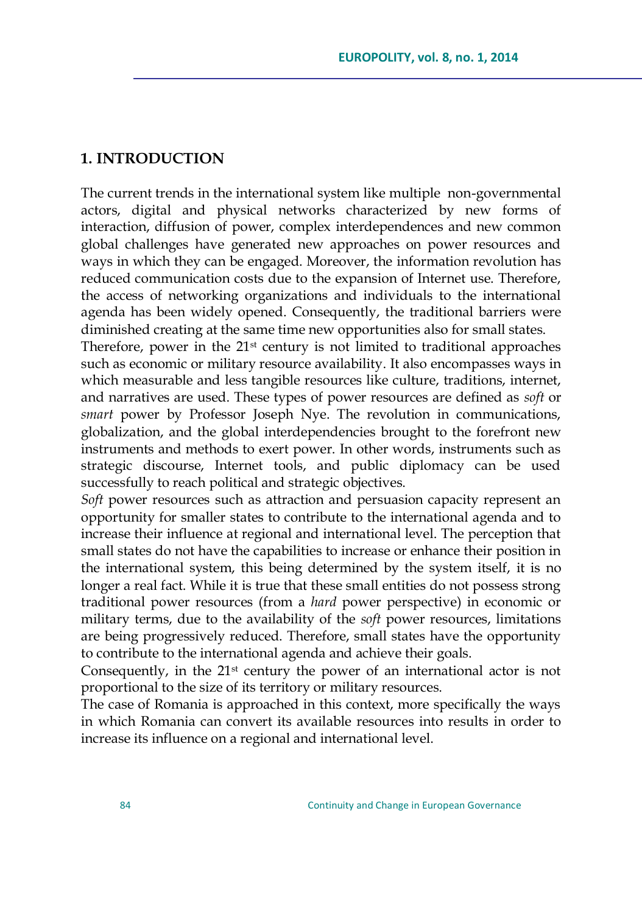## 1. INTRODUCTION

The current trends in the international system like multiple non-governmental actors, digital and physical networks characterized by new forms of interaction, diffusion of power, complex interdependences and new common global challenges have generated new approaches on power resources and ways in which they can be engaged. Moreover, the information revolution has reduced communication costs due to the expansion of Internet use. Therefore, the access of networking organizations and individuals to the international agenda has been widely opened. Consequently, the traditional barriers were diminished creating at the same time new opportunities also for small states.

Therefore, power in the 21st century is not limited to traditional approaches such as economic or military resource availability. It also encompasses ways in which measurable and less tangible resources like culture, traditions, internet, and narratives are used. These types of power resources are defined as *soft* or *smart* power by Professor Joseph Nye. The revolution in communications, globalization, and the global interdependencies brought to the forefront new instruments and methods to exert power. In other words, instruments such as strategic discourse, Internet tools, and public diplomacy can be used successfully to reach political and strategic objectives.

*Soft* power resources such as attraction and persuasion capacity represent an opportunity for smaller states to contribute to the international agenda and to increase their influence at regional and international level. The perception that small states do not have the capabilities to increase or enhance their position in the international system, this being determined by the system itself, it is no longer a real fact. While it is true that these small entities do not possess strong traditional power resources (from a *hard* power perspective) in economic or military terms, due to the availability of the *soft* power resources, limitations are being progressively reduced. Therefore, small states have the opportunity to contribute to the international agenda and achieve their goals.

Consequently, in the 21st century the power of an international actor is not proportional to the size of its territory or military resources.

The case of Romania is approached in this context, more specifically the ways in which Romania can convert its available resources into results in order to increase its influence on a regional and international level.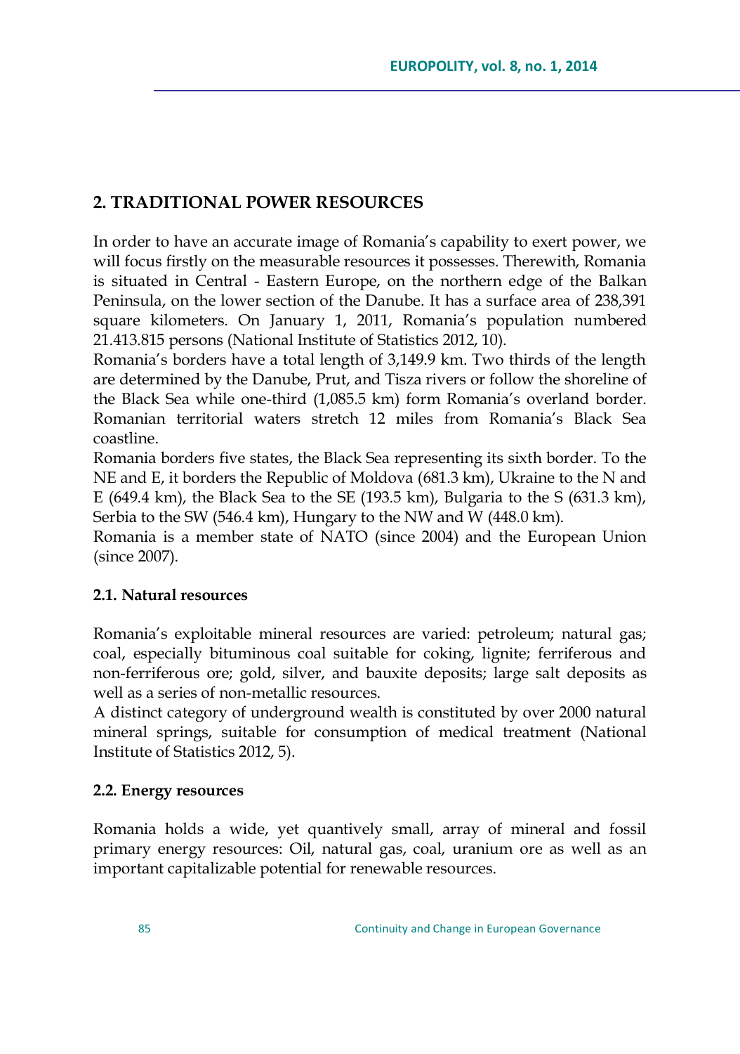## 2. TRADITIONAL POWER RESOURCES

In order to have an accurate image of Romania's capability to exert power, we will focus firstly on the measurable resources it possesses. Therewith, Romania is situated in Central - Eastern Europe, on the northern edge of the Balkan Peninsula, on the lower section of the Danube. It has a surface area of 238,391 square kilometers. On January 1, 2011, Romania's population numbered 21.413.815 persons (National Institute of Statistics 2012, 10).

Romania's borders have a total length of 3,149.9 km. Two thirds of the length are determined by the Danube, Prut, and Tisza rivers or follow the shoreline of the Black Sea while one-third (1,085.5 km) form Romania's overland border. Romanian territorial waters stretch 12 miles from Romania's Black Sea coastline.

Romania borders five states, the Black Sea representing its sixth border. To the NE and E, it borders the Republic of Moldova (681.3 km), Ukraine to the N and E (649.4 km), the Black Sea to the SE (193.5 km), Bulgaria to the S (631.3 km), Serbia to the SW (546.4 km), Hungary to the NW and W (448.0 km).

Romania is a member state of NATO (since 2004) and the European Union (since 2007).

### 2.1. Natural resources

Romania's exploitable mineral resources are varied: petroleum; natural gas; coal, especially bituminous coal suitable for coking, lignite; ferriferous and non-ferriferous ore; gold, silver, and bauxite deposits; large salt deposits as well as a series of non-metallic resources.

A distinct category of underground wealth is constituted by over 2000 natural mineral springs, suitable for consumption of medical treatment (National Institute of Statistics 2012, 5).

### 2.2. Energy resources

Romania holds a wide, yet quantively small, array of mineral and fossil primary energy resources: Oil, natural gas, coal, uranium ore as well as an important capitalizable potential for renewable resources.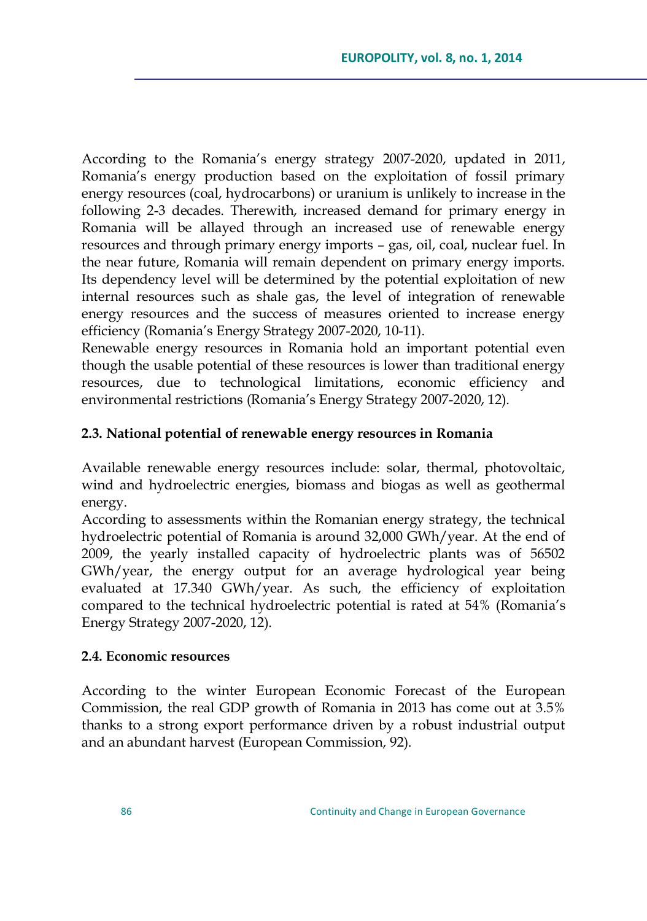According to the Romania's energy strategy 2007-2020, updated in 2011, Romania's energy production based on the exploitation of fossil primary energy resources (coal, hydrocarbons) or uranium is unlikely to increase in the following 2-3 decades. Therewith, increased demand for primary energy in Romania will be allayed through an increased use of renewable energy resources and through primary energy imports – gas, oil, coal, nuclear fuel. In the near future, Romania will remain dependent on primary energy imports. Its dependency level will be determined by the potential exploitation of new internal resources such as shale gas, the level of integration of renewable energy resources and the success of measures oriented to increase energy efficiency (Romania's Energy Strategy 2007-2020, 10-11).

Renewable energy resources in Romania hold an important potential even though the usable potential of these resources is lower than traditional energy resources, due to technological limitations, economic efficiency and environmental restrictions (Romania's Energy Strategy 2007-2020, 12).

### 2.3. National potential of renewable energy resources in Romania

Available renewable energy resources include: solar, thermal, photovoltaic, wind and hydroelectric energies, biomass and biogas as well as geothermal energy.

According to assessments within the Romanian energy strategy, the technical hydroelectric potential of Romania is around 32,000 GWh/year. At the end of 2009, the yearly installed capacity of hydroelectric plants was of 56502 GWh/year, the energy output for an average hydrological year being evaluated at 17.340 GWh/year. As such, the efficiency of exploitation compared to the technical hydroelectric potential is rated at 54% (Romania's Energy Strategy 2007-2020, 12).

### 2.4. Economic resources

According to the winter European Economic Forecast of the European Commission, the real GDP growth of Romania in 2013 has come out at 3.5% thanks to a strong export performance driven by a robust industrial output and an abundant harvest (European Commission, 92).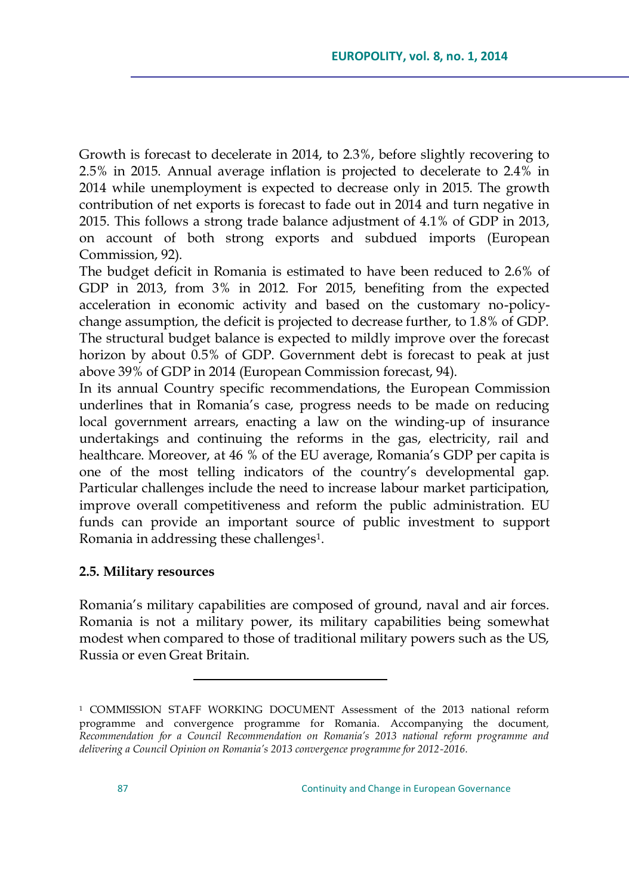Growth is forecast to decelerate in 2014, to 2.3%, before slightly recovering to 2.5% in 2015. Annual average inflation is projected to decelerate to 2.4% in 2014 while unemployment is expected to decrease only in 2015. The growth contribution of net exports is forecast to fade out in 2014 and turn negative in 2015. This follows a strong trade balance adjustment of 4.1% of GDP in 2013, on account of both strong exports and subdued imports (European Commission, 92).

The budget deficit in Romania is estimated to have been reduced to 2.6% of GDP in 2013, from 3% in 2012. For 2015, benefiting from the expected acceleration in economic activity and based on the customary no-policy-change assumption, the deficit is projected to decrease further, to 1.8% of GDP. The structural budget balance is expected to mildly improve over the forecast horizon by about 0.5% of GDP. Government debt is forecast to peak at just above 39% of GDP in 2014 (European Commission forecast, 94).

In its annual Country specific recommendations, the European Commission underlines that in Romania's case, progress needs to be made on reducing local government arrears, enacting a law on the winding-up of insurance undertakings and continuing the reforms in the gas, electricity, rail and healthcare. Moreover, at 46 % of the EU average, Romania's GDP per capita is one of the most telling indicators of the country's developmental gap. Particular challenges include the need to increase labour market participation, improve overall competitiveness and reform the public administration. EU funds can provide an important source of public investment to support Romania in addressing these challenges[1].

### 2.5. Military resources

Romania's military capabilities are composed of ground, naval and air forces. Romania is not a military power, its military capabilities being somewhat modest when compared to those of traditional military powers such as the US, Russia or even Great Britain.

---

[1] COMMISSION STAFF WORKING DOCUMENT Assessment of the 2013 national reform programme and convergence programme for Romania. Accompanying the document, *Recommendation for a Council Recommendation on Romania's 2013 national reform programme and delivering a Council Opinion on Romania's 2013 convergence programme for 2012-2016.*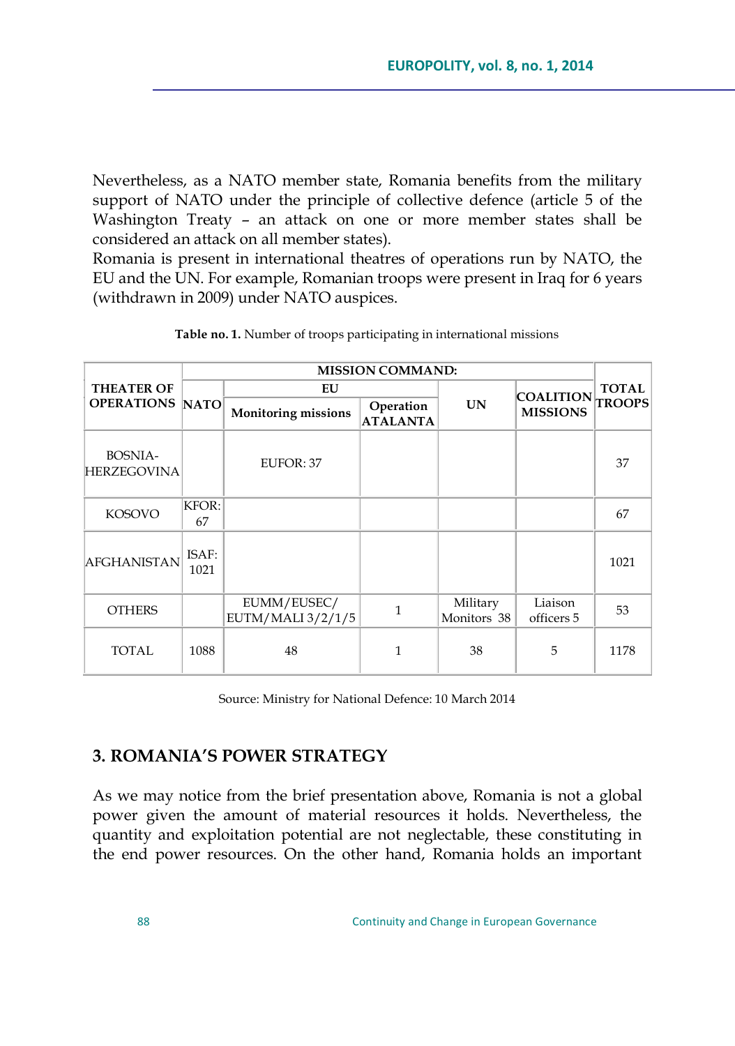Nevertheless, as a NATO member state, Romania benefits from the military support of NATO under the principle of collective defence (article 5 of the Washington Treaty – an attack on one or more member states shall be considered an attack on all member states).
Romania is present in international theatres of operations run by NATO, the EU and the UN. For example, Romanian troops were present in Iraq for 6 years (withdrawn in 2009) under NATO auspices.

**Table no. 1.** Number of troops participating in international missions

| THEATER OF OPERATIONS | MISSION COMMAND: | | | | | TOTAL TROOPS |
|---|---|---|---|---|---|---|
| | NATO | EU | | UN | COALITION MISSIONS | |
| | | Monitoring missions | Operation ATALANTA | | | |
| BOSNIA-HERZEGOVINA | | EUFOR: 37 | | | | 37 |
| KOSOVO | KFOR: 67 | | | | | 67 |
| AFGHANISTAN | ISAF: 1021 | | | | | 1021 |
| OTHERS | | EUMM/EUSEC/ EUTM/MALI 3/2/1/5 | 1 | Military Monitors 38 | Liaison officers 5 | 53 |
| TOTAL | 1088 | 48 | 1 | 38 | 5 | 1178 |

Source: Ministry for National Defence: 10 March 2014

## 3. ROMANIA'S POWER STRATEGY

As we may notice from the brief presentation above, Romania is not a global power given the amount of material resources it holds. Nevertheless, the quantity and exploitation potential are not neglectable, these constituting in the end power resources. On the other hand, Romania holds an important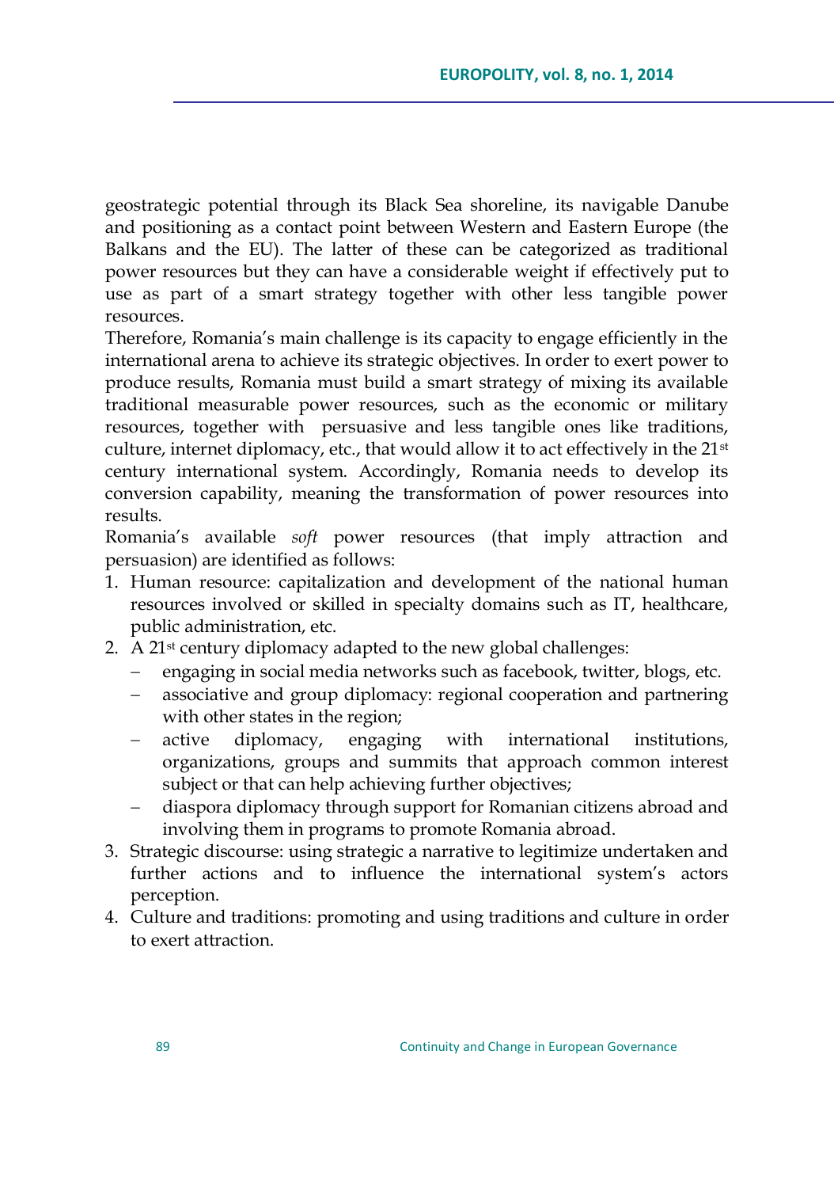geostrategic potential through its Black Sea shoreline, its navigable Danube and positioning as a contact point between Western and Eastern Europe (the Balkans and the EU). The latter of these can be categorized as traditional power resources but they can have a considerable weight if effectively put to use as part of a smart strategy together with other less tangible power resources.

Therefore, Romania's main challenge is its capacity to engage efficiently in the international arena to achieve its strategic objectives. In order to exert power to produce results, Romania must build a smart strategy of mixing its available traditional measurable power resources, such as the economic or military resources, together with persuasive and less tangible ones like traditions, culture, internet diplomacy, etc., that would allow it to act effectively in the 21st century international system. Accordingly, Romania needs to develop its conversion capability, meaning the transformation of power resources into results.

Romania's available *soft* power resources (that imply attraction and persuasion) are identified as follows:

1. Human resource: capitalization and development of the national human resources involved or skilled in specialty domains such as IT, healthcare, public administration, etc.
2. A 21st century diplomacy adapted to the new global challenges:
   - engaging in social media networks such as facebook, twitter, blogs, etc.
   - associative and group diplomacy: regional cooperation and partnering with other states in the region;
   - active diplomacy, engaging with international institutions, organizations, groups and summits that approach common interest subject or that can help achieving further objectives;
   - diaspora diplomacy through support for Romanian citizens abroad and involving them in programs to promote Romania abroad.
3. Strategic discourse: using strategic a narrative to legitimize undertaken and further actions and to influence the international system's actors perception.
4. Culture and traditions: promoting and using traditions and culture in order to exert attraction.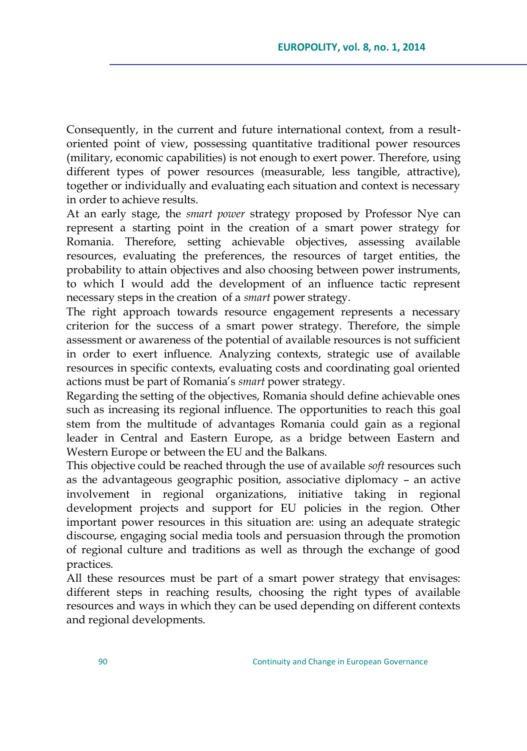Consequently, in the current and future international context, from a result-oriented point of view, possessing quantitative traditional power resources (military, economic capabilities) is not enough to exert power. Therefore, using different types of power resources (measurable, less tangible, attractive), together or individually and evaluating each situation and context is necessary in order to achieve results.

At an early stage, the *smart power* strategy proposed by Professor Nye can represent a starting point in the creation of a smart power strategy for Romania. Therefore, setting achievable objectives, assessing available resources, evaluating the preferences, the resources of target entities, the probability to attain objectives and also choosing between power instruments, to which I would add the development of an influence tactic represent necessary steps in the creation of a *smart* power strategy.

The right approach towards resource engagement represents a necessary criterion for the success of a smart power strategy. Therefore, the simple assessment or awareness of the potential of available resources is not sufficient in order to exert influence. Analyzing contexts, strategic use of available resources in specific contexts, evaluating costs and coordinating goal oriented actions must be part of Romania's *smart* power strategy.

Regarding the setting of the objectives, Romania should define achievable ones such as increasing its regional influence. The opportunities to reach this goal stem from the multitude of advantages Romania could gain as a regional leader in Central and Eastern Europe, as a bridge between Eastern and Western Europe or between the EU and the Balkans.

This objective could be reached through the use of available *soft* resources such as the advantageous geographic position, associative diplomacy – an active involvement in regional organizations, initiative taking in regional development projects and support for EU policies in the region. Other important power resources in this situation are: using an adequate strategic discourse, engaging social media tools and persuasion through the promotion of regional culture and traditions as well as through the exchange of good practices.

All these resources must be part of a smart power strategy that envisages: different steps in reaching results, choosing the right types of available resources and ways in which they can be used depending on different contexts and regional developments.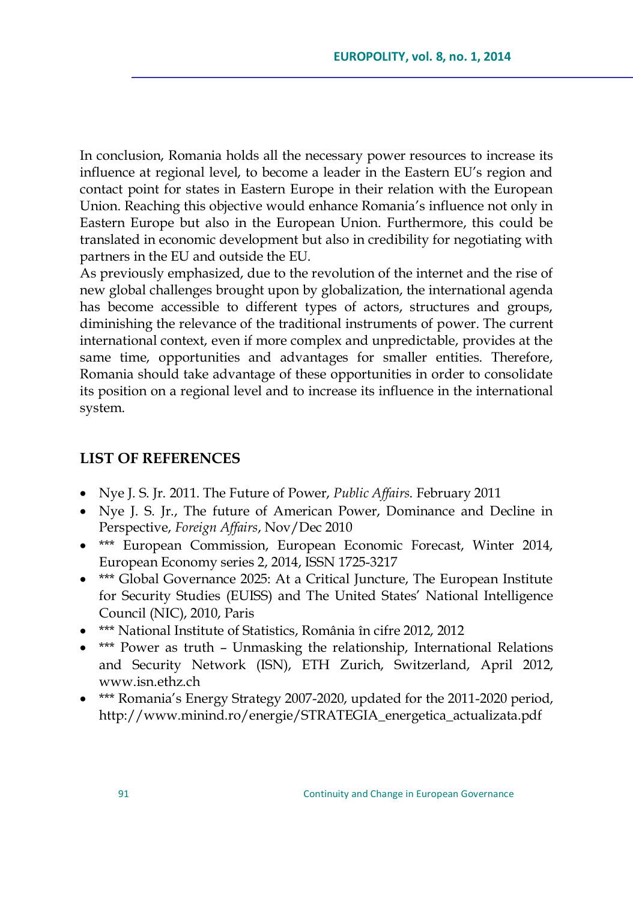In conclusion, Romania holds all the necessary power resources to increase its influence at regional level, to become a leader in the Eastern EU's region and contact point for states in Eastern Europe in their relation with the European Union. Reaching this objective would enhance Romania's influence not only in Eastern Europe but also in the European Union. Furthermore, this could be translated in economic development but also in credibility for negotiating with partners in the EU and outside the EU.

As previously emphasized, due to the revolution of the internet and the rise of new global challenges brought upon by globalization, the international agenda has become accessible to different types of actors, structures and groups, diminishing the relevance of the traditional instruments of power. The current international context, even if more complex and unpredictable, provides at the same time, opportunities and advantages for smaller entities. Therefore, Romania should take advantage of these opportunities in order to consolidate its position on a regional level and to increase its influence in the international system.

## LIST OF REFERENCES

- Nye J. S. Jr. 2011. The Future of Power, *Public Affairs*. February 2011
- Nye J. S. Jr., The future of American Power, Dominance and Decline in Perspective, *Foreign Affairs*, Nov/Dec 2010
- *** European Commission, European Economic Forecast, Winter 2014, European Economy series 2, 2014, ISSN 1725-3217
- *** Global Governance 2025: At a Critical Juncture, The European Institute for Security Studies (EUISS) and The United States' National Intelligence Council (NIC), 2010, Paris
- *** National Institute of Statistics, România în cifre 2012, 2012
- *** Power as truth – Unmasking the relationship, International Relations and Security Network (ISN), ETH Zurich, Switzerland, April 2012, www.isn.ethz.ch
- *** Romania's Energy Strategy 2007-2020, updated for the 2011-2020 period, http://www.minind.ro/energie/STRATEGIA_energetica_actualizata.pdf